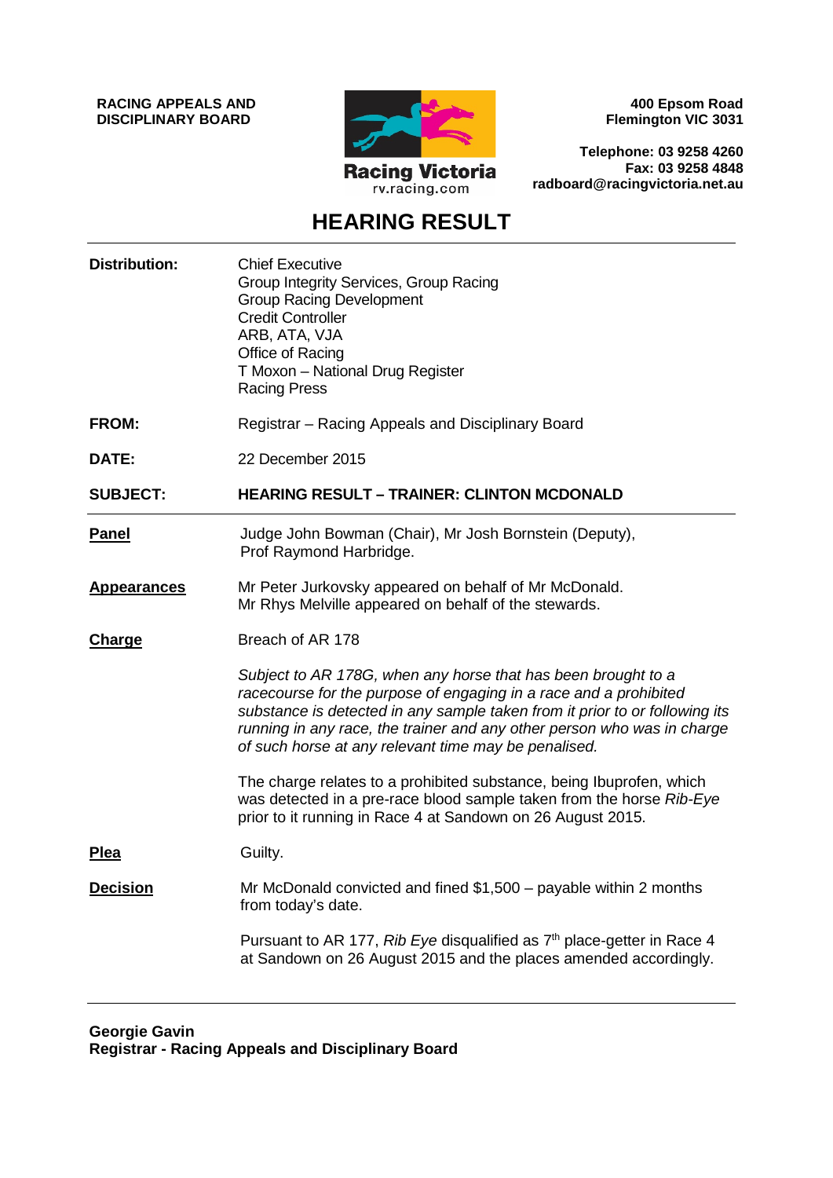**RACING APPEALS AND DISCIPLINARY BOARD**

Racing Victoria
rv.racing.com

**400 Epsom Road**
**Flemington VIC 3031**

**Telephone: 03 9258 4260**
**Fax: 03 9258 4848**
**radboard@racingvictoria.net.au**

# HEARING RESULT

**Distribution:** Chief Executive
Group Integrity Services, Group Racing
Group Racing Development
Credit Controller
ARB, ATA, VJA
Office of Racing
T Moxon – National Drug Register
Racing Press

**FROM:** Registrar – Racing Appeals and Disciplinary Board

**DATE:** 22 December 2015

**SUBJECT:** **HEARING RESULT – TRAINER: CLINTON MCDONALD**

---

**Panel** Judge John Bowman (Chair), Mr Josh Bornstein (Deputy), Prof Raymond Harbridge.

**Appearances** Mr Peter Jurkovsky appeared on behalf of Mr McDonald.
Mr Rhys Melville appeared on behalf of the stewards.

**Charge** Breach of AR 178

*Subject to AR 178G, when any horse that has been brought to a racecourse for the purpose of engaging in a race and a prohibited substance is detected in any sample taken from it prior to or following its running in any race, the trainer and any other person who was in charge of such horse at any relevant time may be penalised.*

The charge relates to a prohibited substance, being Ibuprofen, which was detected in a pre-race blood sample taken from the horse *Rib-Eye* prior to it running in Race 4 at Sandown on 26 August 2015.

**Plea** Guilty.

**Decision** Mr McDonald convicted and fined $1,500 – payable within 2 months from today's date.

Pursuant to AR 177, *Rib Eye* disqualified as 7th place-getter in Race 4 at Sandown on 26 August 2015 and the places amended accordingly.

---

**Georgie Gavin**
**Registrar - Racing Appeals and Disciplinary Board**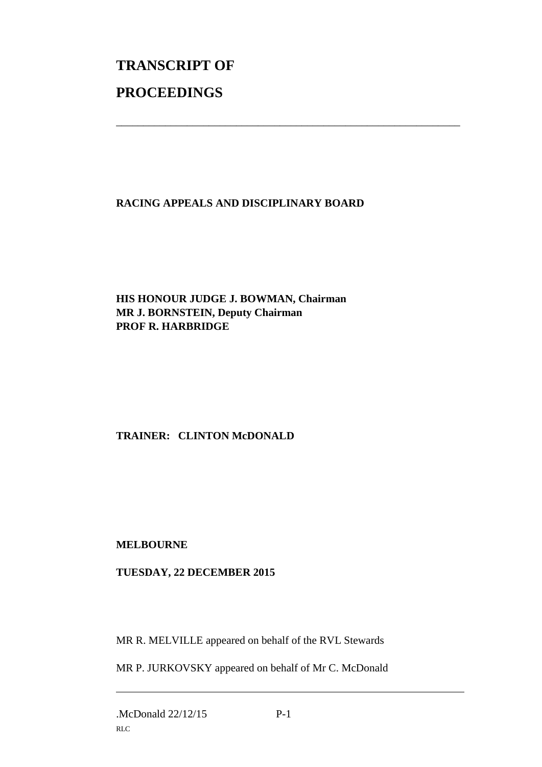# TRANSCRIPT OF

# PROCEEDINGS

---

**RACING APPEALS AND DISCIPLINARY BOARD**

**HIS HONOUR JUDGE J. BOWMAN, Chairman**
**MR J. BORNSTEIN, Deputy Chairman**
**PROF R. HARBRIDGE**

**TRAINER: CLINTON McDONALD**

**MELBOURNE**

**TUESDAY, 22 DECEMBER 2015**

MR R. MELVILLE appeared on behalf of the RVL Stewards

MR P. JURKOVSKY appeared on behalf of Mr C. McDonald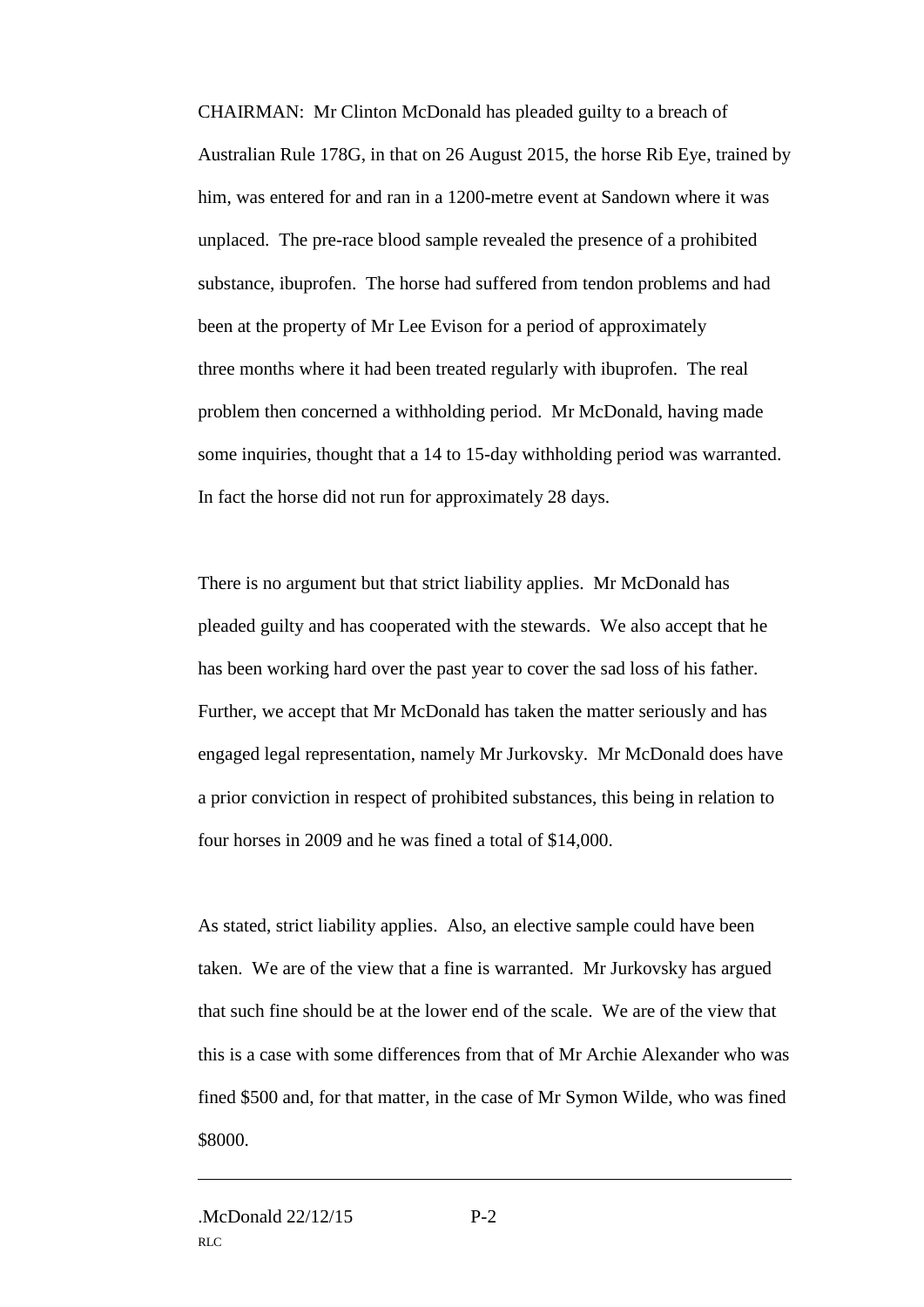CHAIRMAN: Mr Clinton McDonald has pleaded guilty to a breach of Australian Rule 178G, in that on 26 August 2015, the horse Rib Eye, trained by him, was entered for and ran in a 1200-metre event at Sandown where it was unplaced. The pre-race blood sample revealed the presence of a prohibited substance, ibuprofen. The horse had suffered from tendon problems and had been at the property of Mr Lee Evison for a period of approximately three months where it had been treated regularly with ibuprofen. The real problem then concerned a withholding period. Mr McDonald, having made some inquiries, thought that a 14 to 15-day withholding period was warranted. In fact the horse did not run for approximately 28 days.

There is no argument but that strict liability applies. Mr McDonald has pleaded guilty and has cooperated with the stewards. We also accept that he has been working hard over the past year to cover the sad loss of his father. Further, we accept that Mr McDonald has taken the matter seriously and has engaged legal representation, namely Mr Jurkovsky. Mr McDonald does have a prior conviction in respect of prohibited substances, this being in relation to four horses in 2009 and he was fined a total of $14,000.

As stated, strict liability applies. Also, an elective sample could have been taken. We are of the view that a fine is warranted. Mr Jurkovsky has argued that such fine should be at the lower end of the scale. We are of the view that this is a case with some differences from that of Mr Archie Alexander who was fined $500 and, for that matter, in the case of Mr Symon Wilde, who was fined $8000.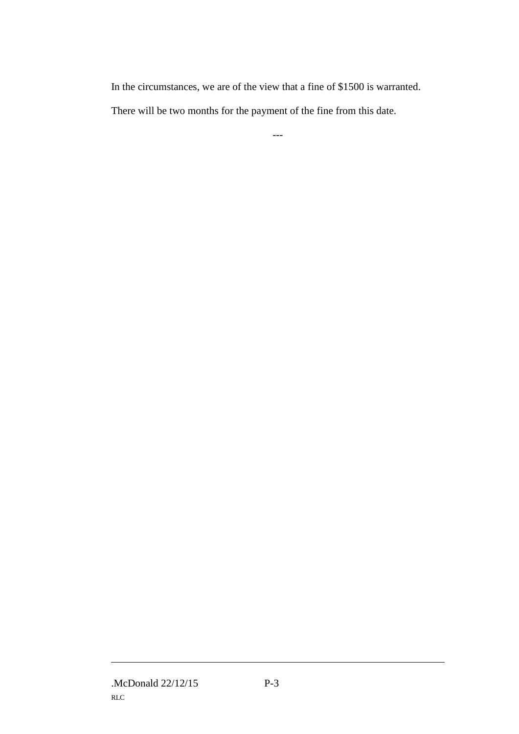In the circumstances, we are of the view that a fine of $1500 is warranted.

There will be two months for the payment of the fine from this date.

---